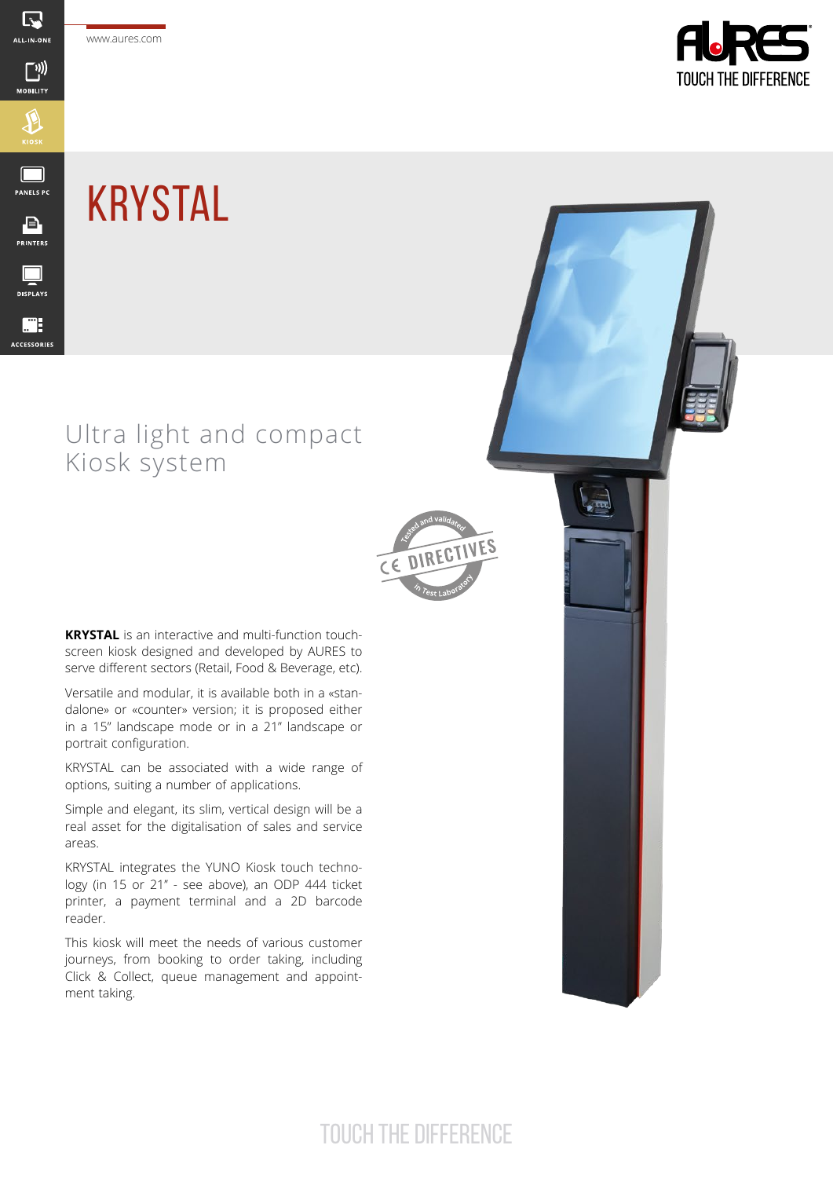# KRYSTAL

## Ultra light and compact Kiosk system

**KRYSTAL** is an interactive and multi-function touch-screen kiosk designed and developed by AURES to serve different sectors (Retail, Food & Beverage, etc).

Versatile and modular, it is available both in a «stand-dalone» or «counter» version; it is proposed either in a 15" landscape mode or in a 21" landscape or portrait configuration.

KRYSTAL can be associated with a wide range of options, suiting a number of applications.

Simple and elegant, its slim, vertical design will be a real asset for the digitalisation of sales and service areas.

KRYSTAL integrates the YUNO Kiosk touch technology (in 15 or 21" - see above), an ODP 444 ticket printer, a payment terminal and a 2D barcode reader.

This kiosk will meet the needs of various customer journeys, from booking to order taking, including Click & Collect, queue management and appointment taking.

TOUCH THE DIFFERENCE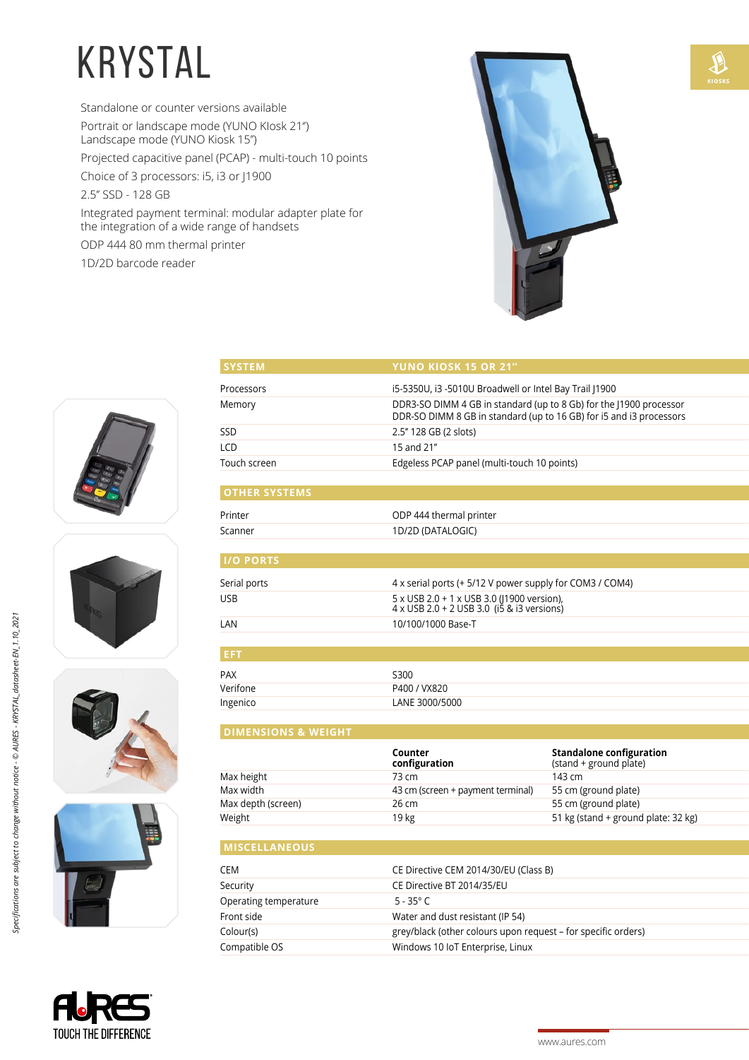# KRYSTAL

Standalone or counter versions available

Portrait or landscape mode (YUNO KIosk 21")
Landscape mode (YUNO Kiosk 15")

Projected capacitive panel (PCAP) - multi-touch 10 points

Choice of 3 processors: i5, i3 or J1900

2.5" SSD - 128 GB

Integrated payment terminal: modular adapter plate for the integration of a wide range of handsets

ODP 444 80 mm thermal printer

1D/2D barcode reader

KIOSKS

| SYSTEM | YUNO KIOSK 15 OR 21" |
|---|---|
| Processors | i5-5350U, i3 -5010U Broadwell or Intel Bay Trail J1900 |
| Memory | DDR3-SO DIMM 4 GB in standard (up to 8 Gb) for the J1900 processor<br>DDR-SO DIMM 8 GB in standard (up to 16 GB) for i5 and i3 processors |
| SSD | 2.5" 128 GB (2 slots) |
| LCD | 15 and 21" |
| Touch screen | Edgeless PCAP panel (multi-touch 10 points) |

| OTHER SYSTEMS | |
|---|---|
| Printer | ODP 444 thermal printer |
| Scanner | 1D/2D (DATALOGIC) |

| I/O PORTS | |
|---|---|
| Serial ports | 4 x serial ports (+ 5/12 V power supply for COM3 / COM4) |
| USB | 5 x USB 2.0 + 1 x USB 3.0 (J1900 version),<br>4 x USB 2.0 + 2 USB 3.0 (i5 & i3 versions) |
| LAN | 10/100/1000 Base-T |

| EFT | |
|---|---|
| PAX | S300 |
| Verifone | P400 / VX820 |
| Ingenico | LANE 3000/5000 |

| DIMENSIONS & WEIGHT | Counter configuration | Standalone configuration (stand + ground plate) |
|---|---|---|
| Max height | 73 cm | 143 cm |
| Max width | 43 cm (screen + payment terminal) | 55 cm (ground plate) |
| Max depth (screen) | 26 cm | 55 cm (ground plate) |
| Weight | 19 kg | 51 kg (stand + ground plate: 32 kg) |

| MISCELLANEOUS | |
|---|---|
| CEM | CE Directive CEM 2014/30/EU (Class B) |
| Security | CE Directive BT 2014/35/EU |
| Operating temperature | 5 - 35° C |
| Front side | Water and dust resistant (IP 54) |
| Colour(s) | grey/black (other colours upon request – for specific orders) |
| Compatible OS | Windows 10 IoT Enterprise, Linux |

*Specifications are subject to change without notice - © AURES - KRYSTAL_datasheet-EN_1.10_2021*

AURES
TOUCH THE DIFFERENCE

www.aures.com